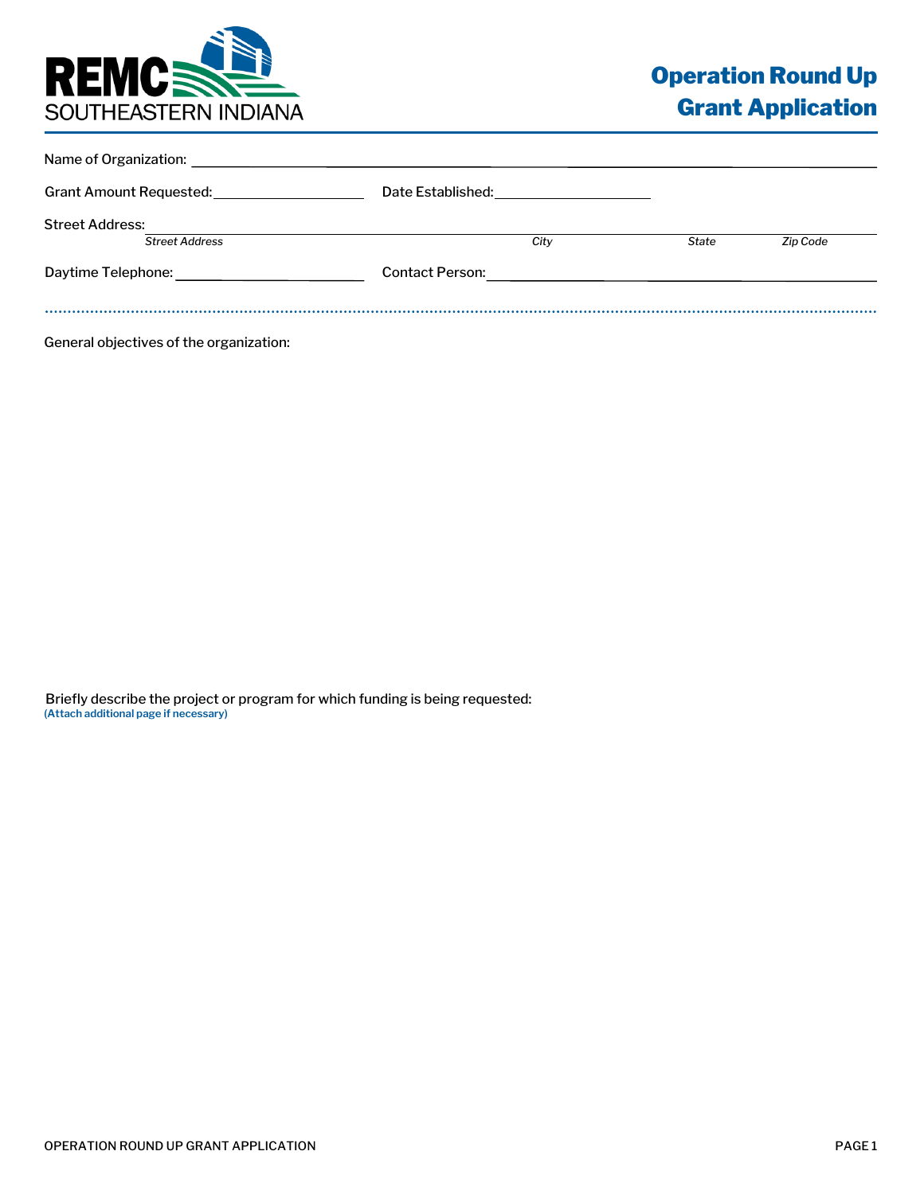REMC SOUTHEASTERN INDIANA

# Operation Round Up Grant Application

Name of Organization: ______________________________

Grant Amount Requested: ______________ Date Established: ______________

Street Address: ______________________________

*Street Address* *City* *State* *Zip Code*

Daytime Telephone: ______________ Contact Person: ______________________________

General objectives of the organization:

Briefly describe the project or program for which funding is being requested:
**(Attach additional page if necessary)**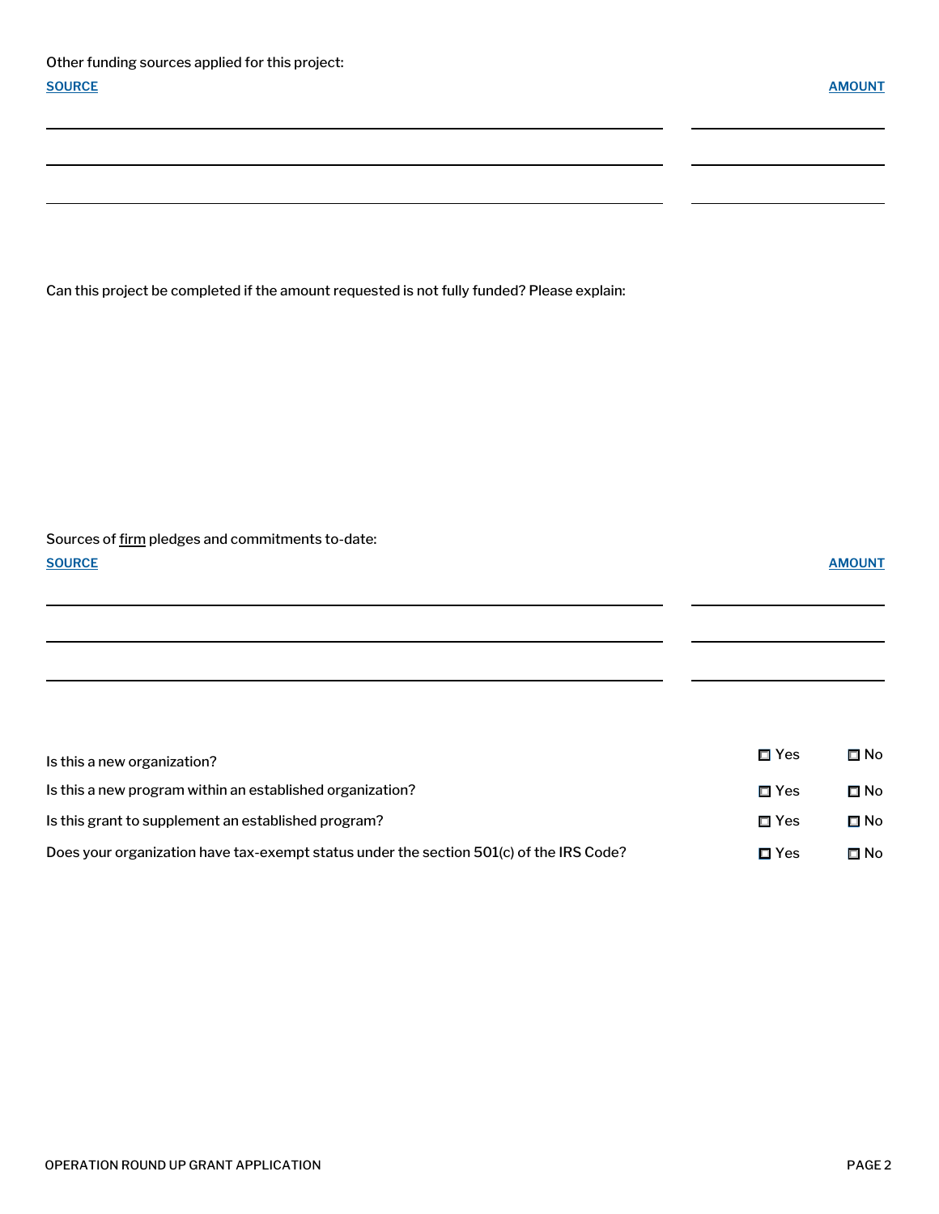Other funding sources applied for this project:

| SOURCE | AMOUNT |
| --- | --- |
| | |
| | |
| | |

Can this project be completed if the amount requested is not fully funded? Please explain:

Sources of <u>firm</u> pledges and commitments to-date:

| SOURCE | AMOUNT |
| --- | --- |
| | |
| | |
| | |

| | | |
| --- | --- | --- |
| Is this a new organization? | ☐ Yes | ☐ No |
| Is this a new program within an established organization? | ☐ Yes | ☐ No |
| Is this grant to supplement an established program? | ☐ Yes | ☐ No |
| Does your organization have tax-exempt status under the section 501(c) of the IRS Code? | ☐ Yes | ☐ No |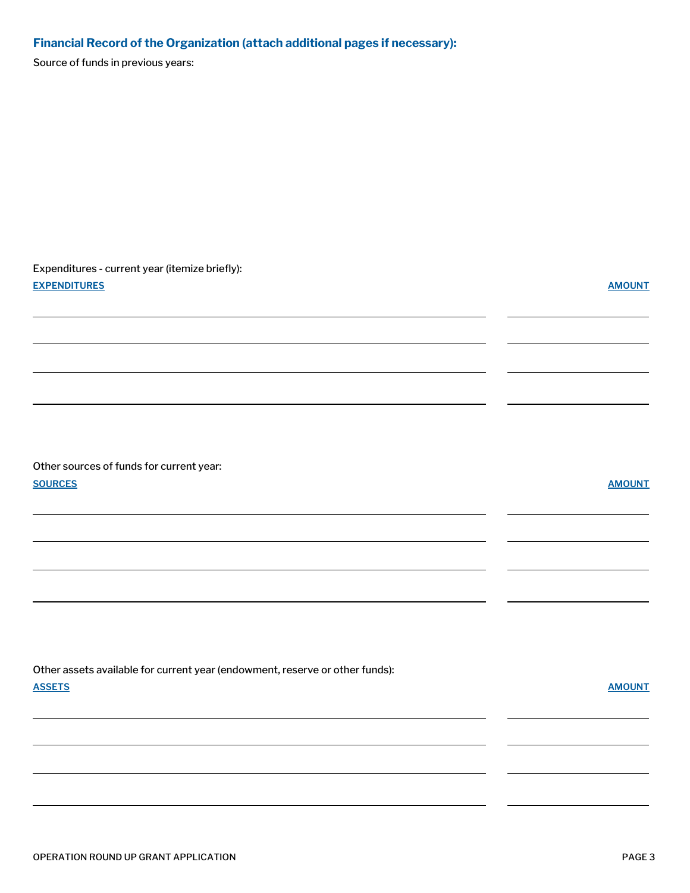## Financial Record of the Organization (attach additional pages if necessary):

Source of funds in previous years:

Expenditures - current year (itemize briefly):

| EXPENDITURES | AMOUNT |
|---|---|
| | |
| | |
| | |
| | |

Other sources of funds for current year:

| SOURCES | AMOUNT |
|---|---|
| | |
| | |
| | |
| | |

Other assets available for current year (endowment, reserve or other funds):

| ASSETS | AMOUNT |
|---|---|
| | |
| | |
| | |
| | |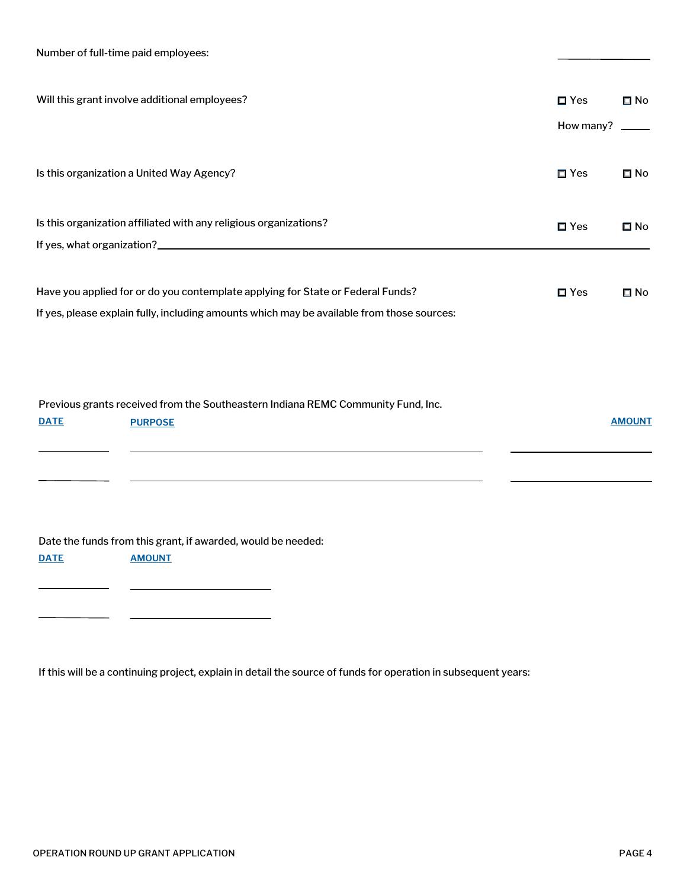Number of full-time paid employees: ____________

Will this grant involve additional employees? ☐ Yes ☐ No

How many? _____

Is this organization a United Way Agency? ☐ Yes ☐ No

Is this organization affiliated with any religious organizations? ☐ Yes ☐ No

If yes, what organization? ____________________________________________

Have you applied for or do you contemplate applying for State or Federal Funds? ☐ Yes ☐ No

If yes, please explain fully, including amounts which may be available from those sources:

Previous grants received from the Southeastern Indiana REMC Community Fund, Inc.

| DATE | PURPOSE | AMOUNT |
| --- | --- | --- |
| | | |
| | | |

Date the funds from this grant, if awarded, would be needed:

| DATE | AMOUNT |
| --- | --- |
| | |
| | |

If this will be a continuing project, explain in detail the source of funds for operation in subsequent years: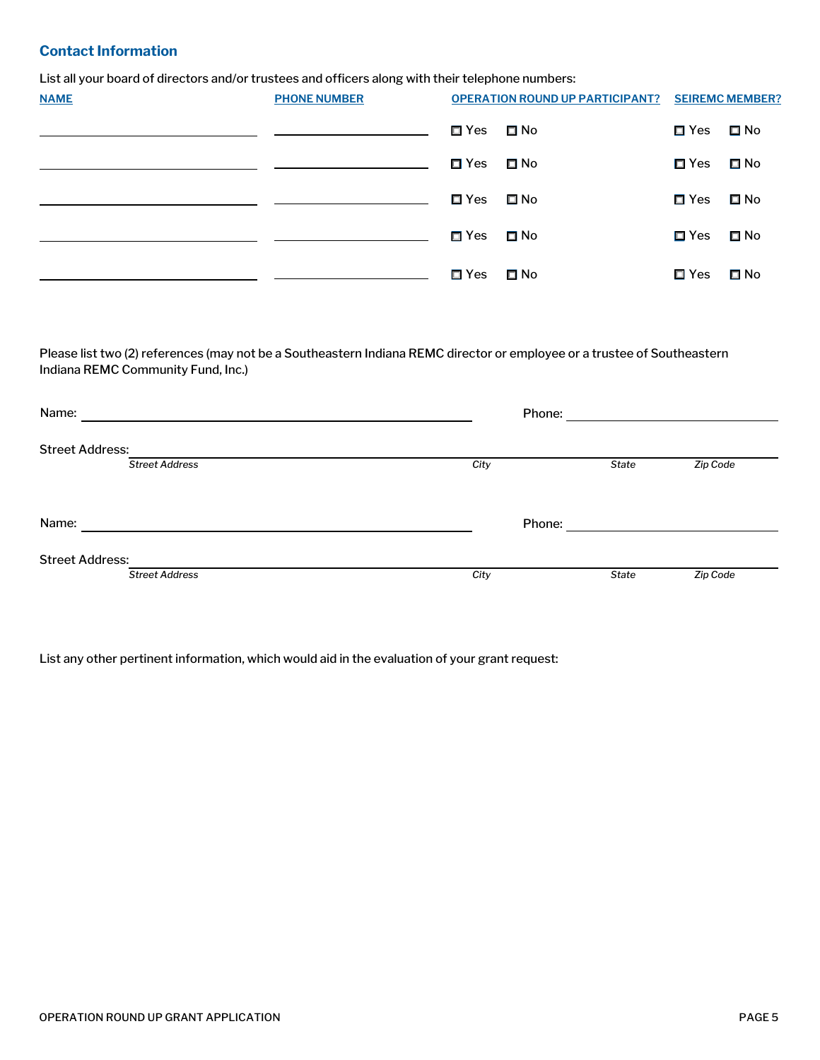## Contact Information

List all your board of directors and/or trustees and officers along with their telephone numbers:

| NAME | PHONE NUMBER | OPERATION ROUND UP PARTICIPANT? | SEIREMC MEMBER? |
| --- | --- | --- | --- |
| ________________ | ________________ | ☐ Yes ☐ No | ☐ Yes ☐ No |
| ________________ | ________________ | ☐ Yes ☐ No | ☐ Yes ☐ No |
| ________________ | ________________ | ☐ Yes ☐ No | ☐ Yes ☐ No |
| ________________ | ________________ | ☐ Yes ☐ No | ☐ Yes ☐ No |
| ________________ | ________________ | ☐ Yes ☐ No | ☐ Yes ☐ No |

Please list two (2) references (may not be a Southeastern Indiana REMC director or employee or a trustee of Southeastern Indiana REMC Community Fund, Inc.)

Name: ______________________________ Phone: ______________________

Street Address: ____________________________________________________________
*Street Address* *City* *State* *Zip Code*

Name: ______________________________ Phone: ______________________

Street Address: ____________________________________________________________
*Street Address* *City* *State* *Zip Code*

List any other pertinent information, which would aid in the evaluation of your grant request: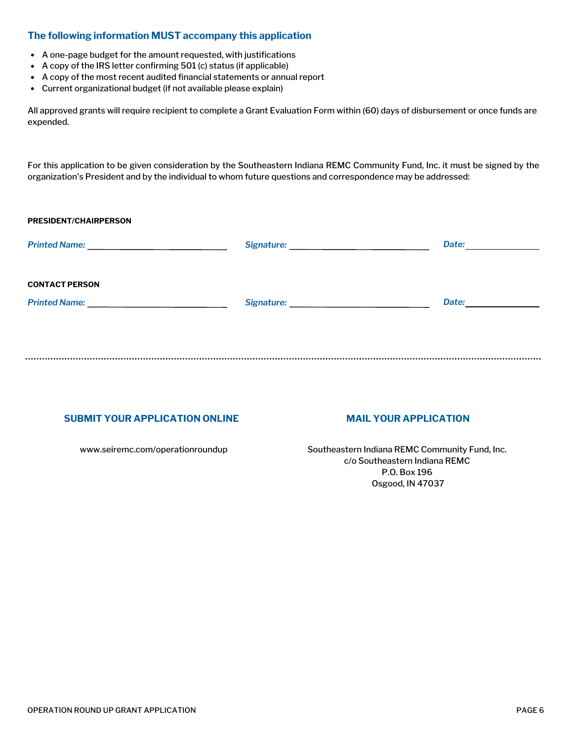## The following information MUST accompany this application

- A one-page budget for the amount requested, with justifications
- A copy of the IRS letter confirming 501 (c) status (if applicable)
- A copy of the most recent audited financial statements or annual report
- Current organizational budget (if not available please explain)

All approved grants will require recipient to complete a Grant Evaluation Form within (60) days of disbursement or once funds are expended.

For this application to be given consideration by the Southeastern Indiana REMC Community Fund, Inc. it must be signed by the organization's President and by the individual to whom future questions and correspondence may be addressed:

**PRESIDENT/CHAIRPERSON**

*Printed Name:* ______________________ *Signature:* ______________________ *Date:* ____________

**CONTACT PERSON**

*Printed Name:* ______________________ *Signature:* ______________________ *Date:* ____________

---

### SUBMIT YOUR APPLICATION ONLINE

www.seiremc.com/operationroundup

### MAIL YOUR APPLICATION

Southeastern Indiana REMC Community Fund, Inc.
c/o Southeastern Indiana REMC
P.O. Box 196
Osgood, IN 47037